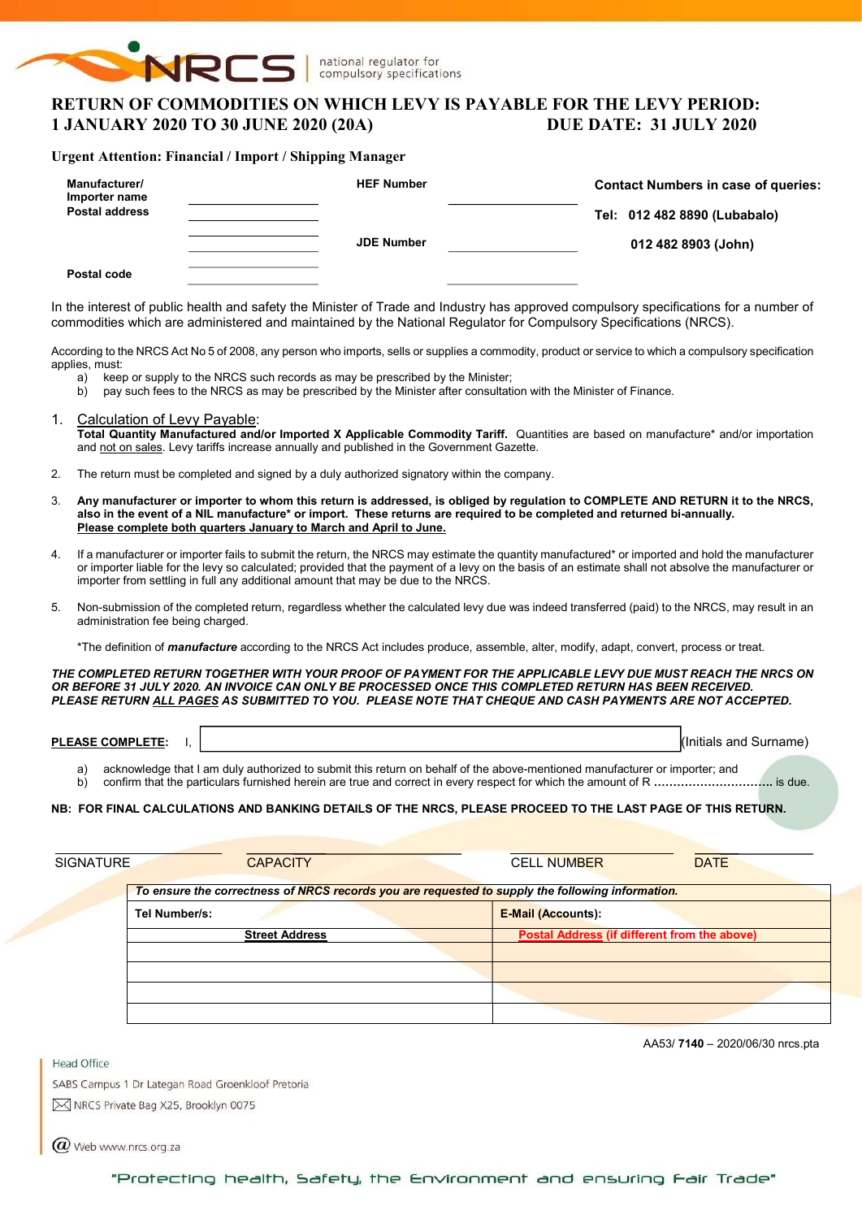NRCS | national regulator for compulsory specifications

# RETURN OF COMMODITIES ON WHICH LEVY IS PAYABLE FOR THE LEVY PERIOD: 1 JANUARY 2020 TO 30 JUNE 2020 (20A) DUE DATE: 31 JULY 2020

**Urgent Attention: Financial / Import / Shipping Manager**

| | | | | |
|---|---|---|---|---|
| **Manufacturer/ Importer name** | ______________ | **HEF Number** | ______________ | **Contact Numbers in case of queries:** |
| **Postal address** | ______________ | | | **Tel: 012 482 8890 (Lubabalo)** |
| | ______________ | **JDE Number** | ______________ | **012 482 8903 (John)** |
| | ______________ | | | |
| **Postal code** | ______________ | | ______________ | |

In the interest of public health and safety the Minister of Trade and Industry has approved compulsory specifications for a number of commodities which are administered and maintained by the National Regulator for Compulsory Specifications (NRCS).

According to the NRCS Act No 5 of 2008, any person who imports, sells or supplies a commodity, product or service to which a compulsory specification applies, must:

a) keep or supply to the NRCS such records as may be prescribed by the Minister;
b) pay such fees to the NRCS as may be prescribed by the Minister after consultation with the Minister of Finance.

1. Calculation of Levy Payable:
   **Total Quantity Manufactured and/or Imported X Applicable Commodity Tariff.** Quantities are based on manufacture* and/or importation and not on sales. Levy tariffs increase annually and published in the Government Gazette.

2. The return must be completed and signed by a duly authorized signatory within the company.

3. **Any manufacturer or importer to whom this return is addressed, is obliged by regulation to COMPLETE AND RETURN it to the NRCS, also in the event of a NIL manufacture* or import. These returns are required to be completed and returned bi-annually. Please complete both quarters January to March and April to June.**

4. If a manufacturer or importer fails to submit the return, the NRCS may estimate the quantity manufactured* or imported and hold the manufacturer or importer liable for the levy so calculated; provided that the payment of a levy on the basis of an estimate shall not absolve the manufacturer or importer from settling in full any additional amount that may be due to the NRCS.

5. Non-submission of the completed return, regardless whether the calculated levy due was indeed transferred (paid) to the NRCS, may result in an administration fee being charged.

   *The definition of ***manufacture*** according to the NRCS Act includes produce, assemble, alter, modify, adapt, convert, process or treat.

***THE COMPLETED RETURN TOGETHER WITH YOUR PROOF OF PAYMENT FOR THE APPLICABLE LEVY DUE MUST REACH THE NRCS ON OR BEFORE 31 JULY 2020. AN INVOICE CAN ONLY BE PROCESSED ONCE THIS COMPLETED RETURN HAS BEEN RECEIVED. PLEASE RETURN ALL PAGES AS SUBMITTED TO YOU. PLEASE NOTE THAT CHEQUE AND CASH PAYMENTS ARE NOT ACCEPTED.***

**PLEASE COMPLETE:** I, ______________________________ (Initials and Surname)

a) acknowledge that I am duly authorized to submit this return on behalf of the above-mentioned manufacturer or importer; and
b) confirm that the particulars furnished herein are true and correct in every respect for which the amount of R .............................. is due.

**NB: FOR FINAL CALCULATIONS AND BANKING DETAILS OF THE NRCS, PLEASE PROCEED TO THE LAST PAGE OF THIS RETURN.**

| SIGNATURE | CAPACITY | CELL NUMBER | DATE |
|---|---|---|---|
| | | | |

| ***To ensure the correctness of NRCS records you are requested to supply the following information.*** | |
|---|---|
| **Tel Number/s:** | **E-Mail (Accounts):** |
| **Street Address** | **Postal Address (if different from the above)** |
| | |
| | |
| | |
| | |

AA53/ **7140** – 2020/06/30 nrcs.pta

Head Office
SABS Campus 1 Dr Lategan Road Groenkloof Pretoria
NRCS Private Bag X25, Brooklyn 0075
Web www.nrcs.org.za

"Protecting health, Safety, the Environment and ensuring Fair Trade"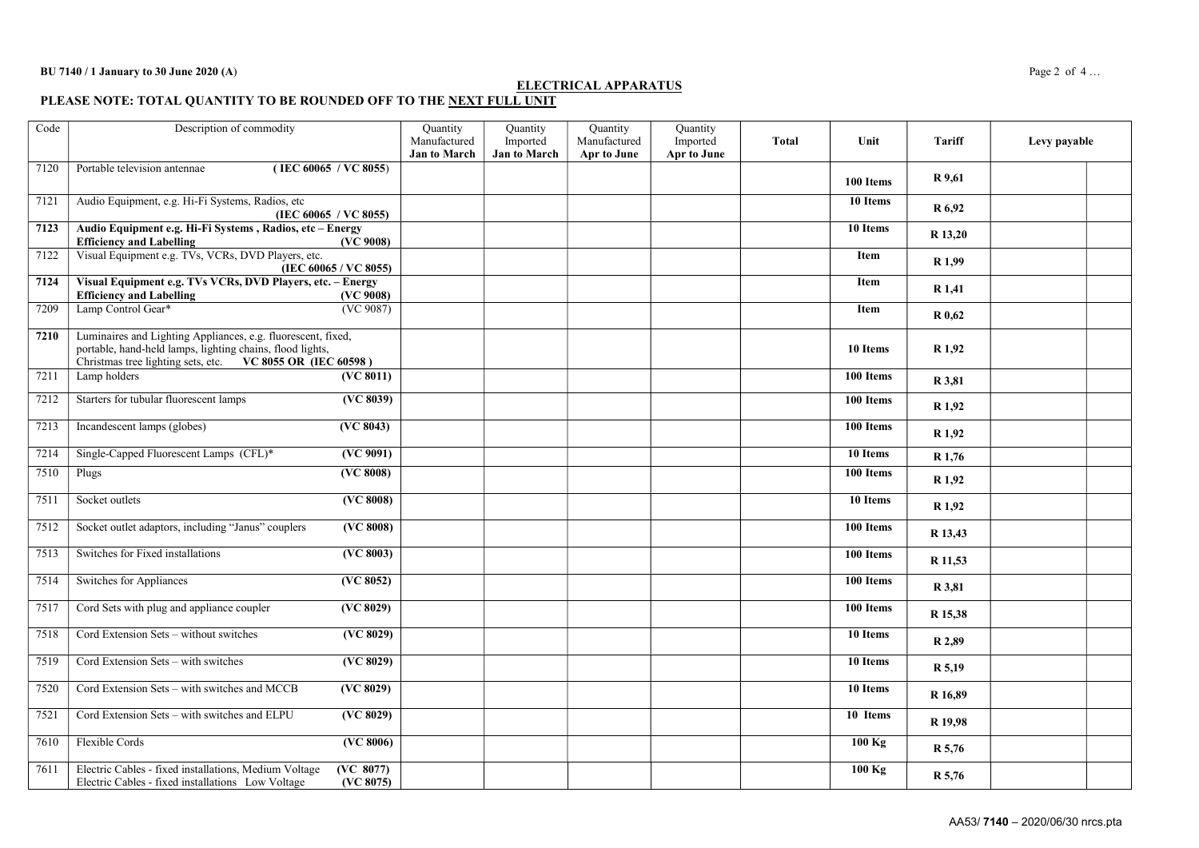## ELECTRICAL APPARATUS

**PLEASE NOTE: TOTAL QUANTITY TO BE ROUNDED OFF TO THE NEXT FULL UNIT**

| Code | Description of commodity | Quantity Manufactured **Jan to March** | Quantity Imported **Jan to March** | Quantity Manufactured **Apr to June** | Quantity Imported **Apr to June** | **Total** | **Unit** | **Tariff** | **Levy payable** | |
|---|---|---|---|---|---|---|---|---|---|---|
| 7120 | Portable television antennae **( IEC 60065 / VC 8055)** | | | | | | **100 Items** | **R 9,61** | | |
| 7121 | Audio Equipment, e.g. Hi-Fi Systems, Radios, etc **(IEC 60065 / VC 8055)** | | | | | | **10 Items** | **R 6,92** | | |
| **7123** | **Audio Equipment e.g. Hi-Fi Systems , Radios, etc – Energy Efficiency and Labelling (VC 9008)** | | | | | | **10 Items** | **R 13,20** | | |
| 7122 | Visual Equipment e.g. TVs, VCRs, DVD Players, etc. **(IEC 60065 / VC 8055)** | | | | | | **Item** | **R 1,99** | | |
| **7124** | **Visual Equipment e.g. TVs VCRs, DVD Players, etc. – Energy Efficiency and Labelling (VC 9008)** | | | | | | **Item** | **R 1,41** | | |
| 7209 | Lamp Control Gear* (VC 9087) | | | | | | **Item** | **R 0,62** | | |
| **7210** | Luminaires and Lighting Appliances, e.g. fluorescent, fixed, portable, hand-held lamps, lighting chains, flood lights, Christmas tree lighting sets, etc. **VC 8055 OR (IEC 60598 )** | | | | | | **10 Items** | **R 1,92** | | |
| 7211 | Lamp holders **(VC 8011)** | | | | | | **100 Items** | **R 3,81** | | |
| 7212 | Starters for tubular fluorescent lamps **(VC 8039)** | | | | | | **100 Items** | **R 1,92** | | |
| 7213 | Incandescent lamps (globes) **(VC 8043)** | | | | | | **100 Items** | **R 1,92** | | |
| 7214 | Single-Capped Fluorescent Lamps (CFL)* **(VC 9091)** | | | | | | **10 Items** | **R 1,76** | | |
| 7510 | Plugs **(VC 8008)** | | | | | | **100 Items** | **R 1,92** | | |
| 7511 | Socket outlets **(VC 8008)** | | | | | | **10 Items** | **R 1,92** | | |
| 7512 | Socket outlet adaptors, including "Janus" couplers **(VC 8008)** | | | | | | **100 Items** | **R 13,43** | | |
| 7513 | Switches for Fixed installations **(VC 8003)** | | | | | | **100 Items** | **R 11,53** | | |
| 7514 | Switches for Appliances **(VC 8052)** | | | | | | **100 Items** | **R 3,81** | | |
| 7517 | Cord Sets with plug and appliance coupler **(VC 8029)** | | | | | | **100 Items** | **R 15,38** | | |
| 7518 | Cord Extension Sets – without switches **(VC 8029)** | | | | | | **10 Items** | **R 2,89** | | |
| 7519 | Cord Extension Sets – with switches **(VC 8029)** | | | | | | **10 Items** | **R 5,19** | | |
| 7520 | Cord Extension Sets – with switches and MCCB **(VC 8029)** | | | | | | **10 Items** | **R 16,89** | | |
| 7521 | Cord Extension Sets – with switches and ELPU **(VC 8029)** | | | | | | **10 Items** | **R 19,98** | | |
| 7610 | Flexible Cords **(VC 8006)** | | | | | | **100 Kg** | **R 5,76** | | |
| 7611 | Electric Cables - fixed installations, Medium Voltage **(VC 8077)** Electric Cables - fixed installations Low Voltage **(VC 8075)** | | | | | | **100 Kg** | **R 5,76** | | |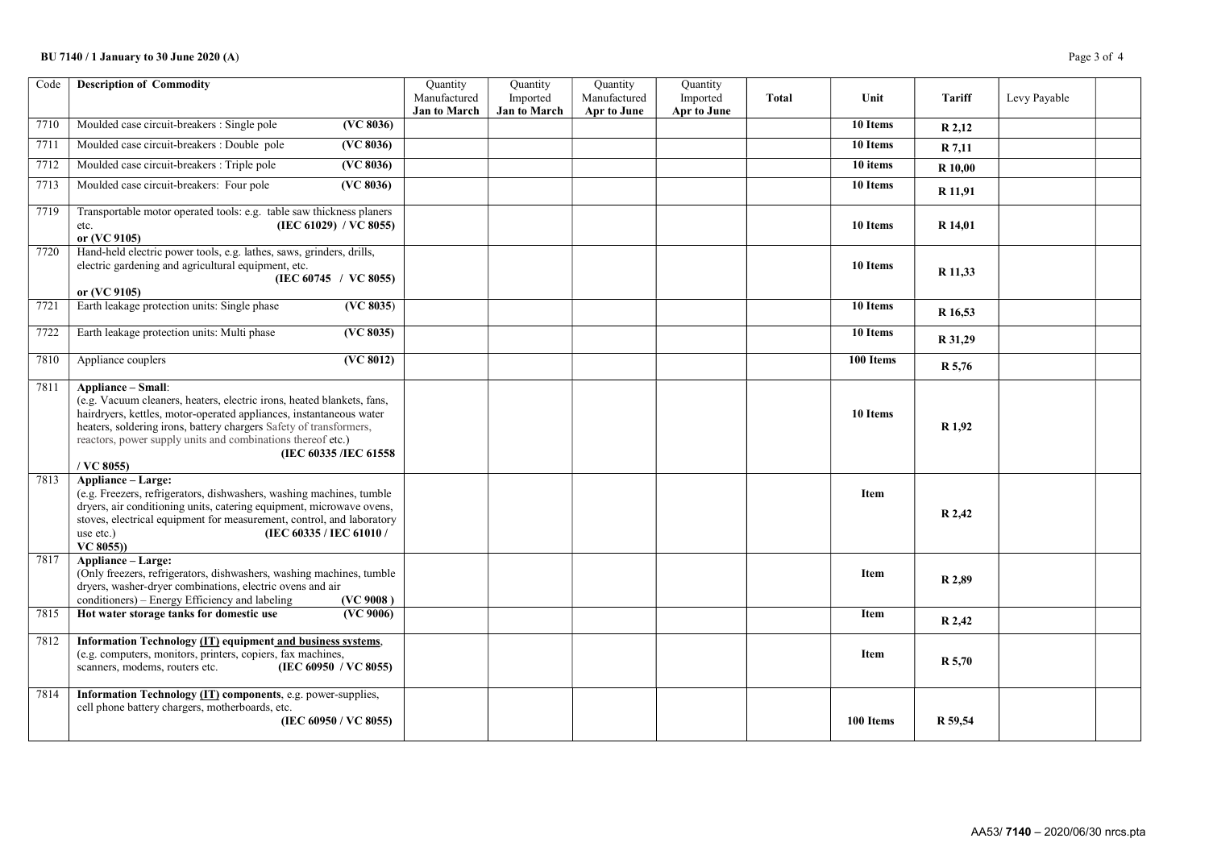| Code | Description of Commodity | Quantity Manufactured **Jan to March** | Quantity Imported **Jan to March** | Quantity Manufactured **Apr to June** | Quantity Imported **Apr to June** | **Total** | **Unit** | **Tariff** | Levy Payable | |
|---|---|---|---|---|---|---|---|---|---|---|
| 7710 | Moulded case circuit-breakers : Single pole **(VC 8036)** | | | | | | **10 Items** | **R 2,12** | | |
| 7711 | Moulded case circuit-breakers : Double pole **(VC 8036)** | | | | | | **10 Items** | **R 7,11** | | |
| 7712 | Moulded case circuit-breakers : Triple pole **(VC 8036)** | | | | | | **10 items** | **R 10,00** | | |
| 7713 | Moulded case circuit-breakers: Four pole **(VC 8036)** | | | | | | **10 Items** | **R 11,91** | | |
| 7719 | Transportable motor operated tools: e.g. table saw thickness planers etc. **(IEC 61029) / VC 8055) or (VC 9105)** | | | | | | **10 Items** | **R 14,01** | | |
| 7720 | Hand-held electric power tools, e.g. lathes, saws, grinders, drills, electric gardening and agricultural equipment, etc. **(IEC 60745 / VC 8055) or (VC 9105)** | | | | | | **10 Items** | **R 11,33** | | |
| 7721 | Earth leakage protection units: Single phase **(VC 8035)** | | | | | | **10 Items** | **R 16,53** | | |
| 7722 | Earth leakage protection units: Multi phase **(VC 8035)** | | | | | | **10 Items** | **R 31,29** | | |
| 7810 | Appliance couplers **(VC 8012)** | | | | | | **100 Items** | **R 5,76** | | |
| 7811 | **Appliance – Small**: (e.g. Vacuum cleaners, heaters, electric irons, heated blankets, fans, hairdryers, kettles, motor-operated appliances, instantaneous water heaters, soldering irons, battery chargers Safety of transformers, reactors, power supply units and combinations thereof etc.) **(IEC 60335 /IEC 61558 / VC 8055)** | | | | | | **10 Items** | **R 1,92** | | |
| 7813 | **Appliance – Large:** (e.g. Freezers, refrigerators, dishwashers, washing machines, tumble dryers, air conditioning units, catering equipment, microwave ovens, stoves, electrical equipment for measurement, control, and laboratory use etc.) **(IEC 60335 / IEC 61010 / VC 8055))** | | | | | | **Item** | **R 2,42** | | |
| 7817 | **Appliance – Large:** (Only freezers, refrigerators, dishwashers, washing machines, tumble dryers, washer-dryer combinations, electric ovens and air conditioners) – Energy Efficiency and labeling **(VC 9008 )** | | | | | | **Item** | **R 2,89** | | |
| 7815 | **Hot water storage tanks for domestic use (VC 9006)** | | | | | | **Item** | **R 2,42** | | |
| 7812 | **Information Technology (IT) equipment and business systems**, (e.g. computers, monitors, printers, copiers, fax machines, scanners, modems, routers etc. **(IEC 60950 / VC 8055)** | | | | | | **Item** | **R 5,70** | | |
| 7814 | **Information Technology (IT) components**, e.g. power-supplies, cell phone battery chargers, motherboards, etc. **(IEC 60950 / VC 8055)** | | | | | | **100 Items** | **R 59,54** | | |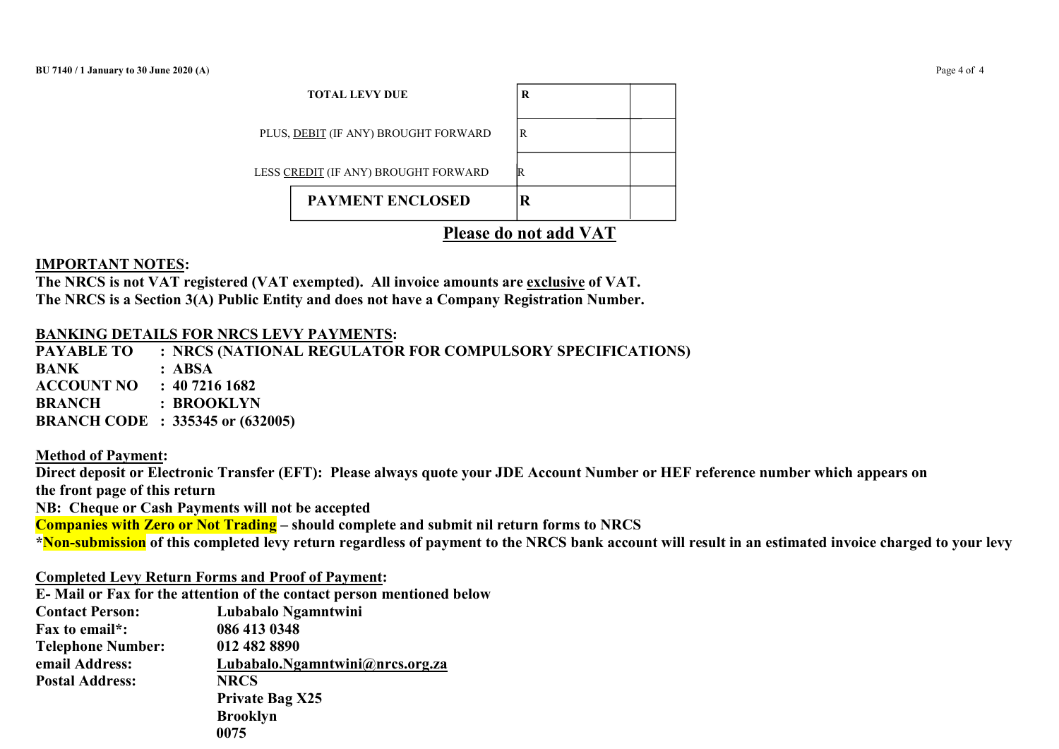| | | |
|---|---|---|
| **TOTAL LEVY DUE** | **R** | |
| PLUS, DEBIT (IF ANY) BROUGHT FORWARD | R | |
| LESS CREDIT (IF ANY) BROUGHT FORWARD | R | |
| **PAYMENT ENCLOSED** | **R** | |

**Please do not add VAT**

**IMPORTANT NOTES:**

**The NRCS is not VAT registered (VAT exempted). All invoice amounts are exclusive of VAT.**
**The NRCS is a Section 3(A) Public Entity and does not have a Company Registration Number.**

**BANKING DETAILS FOR NRCS LEVY PAYMENTS:**

**PAYABLE TO : NRCS (NATIONAL REGULATOR FOR COMPULSORY SPECIFICATIONS)**
**BANK : ABSA**
**ACCOUNT NO : 40 7216 1682**
**BRANCH : BROOKLYN**
**BRANCH CODE : 335345 or (632005)**

**Method of Payment:**

**Direct deposit or Electronic Transfer (EFT): Please always quote your JDE Account Number or HEF reference number which appears on the front page of this return**
**NB: Cheque or Cash Payments will not be accepted**
**Companies with Zero or Not Trading – should complete and submit nil return forms to NRCS**
**\*Non-submission of this completed levy return regardless of payment to the NRCS bank account will result in an estimated invoice charged to your levy**

**Completed Levy Return Forms and Proof of Payment:**

**E- Mail or Fax for the attention of the contact person mentioned below**

**Contact Person:** **Lubabalo Ngamntwini**
**Fax to email\*:** **086 413 0348**
**Telephone Number:** **012 482 8890**
**email Address:** **Lubabalo.Ngamntwini@nrcs.org.za**
**Postal Address:** **NRCS**
**Private Bag X25**
**Brooklyn**
**0075**